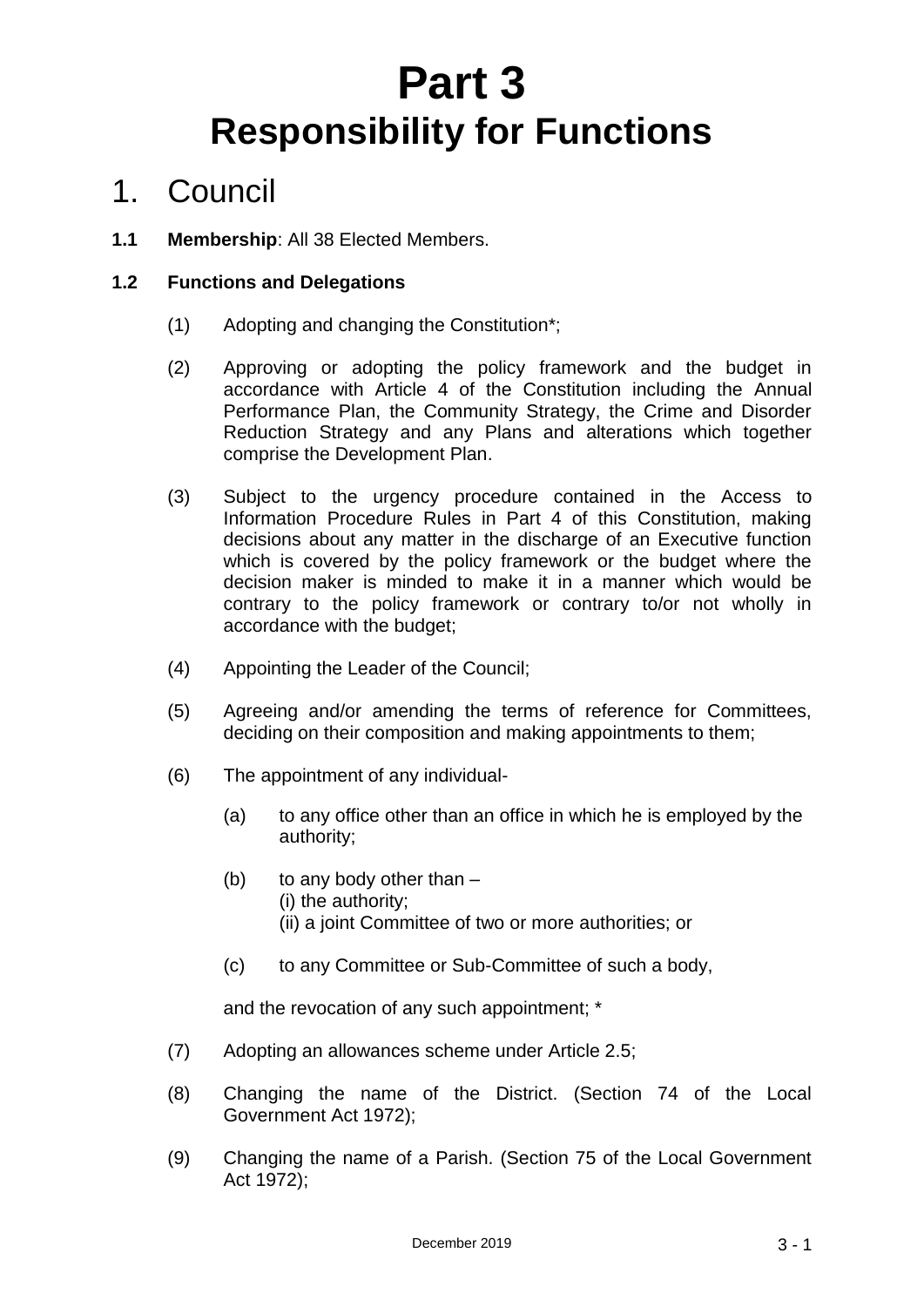# Part 3
# Responsibility for Functions

## 1. Council

**1.1 Membership**: All 38 Elected Members.

**1.2 Functions and Delegations**

(1) Adopting and changing the Constitution*;

(2) Approving or adopting the policy framework and the budget in accordance with Article 4 of the Constitution including the Annual Performance Plan, the Community Strategy, the Crime and Disorder Reduction Strategy and any Plans and alterations which together comprise the Development Plan.

(3) Subject to the urgency procedure contained in the Access to Information Procedure Rules in Part 4 of this Constitution, making decisions about any matter in the discharge of an Executive function which is covered by the policy framework or the budget where the decision maker is minded to make it in a manner which would be contrary to the policy framework or contrary to/or not wholly in accordance with the budget;

(4) Appointing the Leader of the Council;

(5) Agreeing and/or amending the terms of reference for Committees, deciding on their composition and making appointments to them;

(6) The appointment of any individual-

(a) to any office other than an office in which he is employed by the authority;

(b) to any body other than –
(i) the authority;
(ii) a joint Committee of two or more authorities; or

(c) to any Committee or Sub-Committee of such a body,

and the revocation of any such appointment; *

(7) Adopting an allowances scheme under Article 2.5;

(8) Changing the name of the District. (Section 74 of the Local Government Act 1972);

(9) Changing the name of a Parish. (Section 75 of the Local Government Act 1972);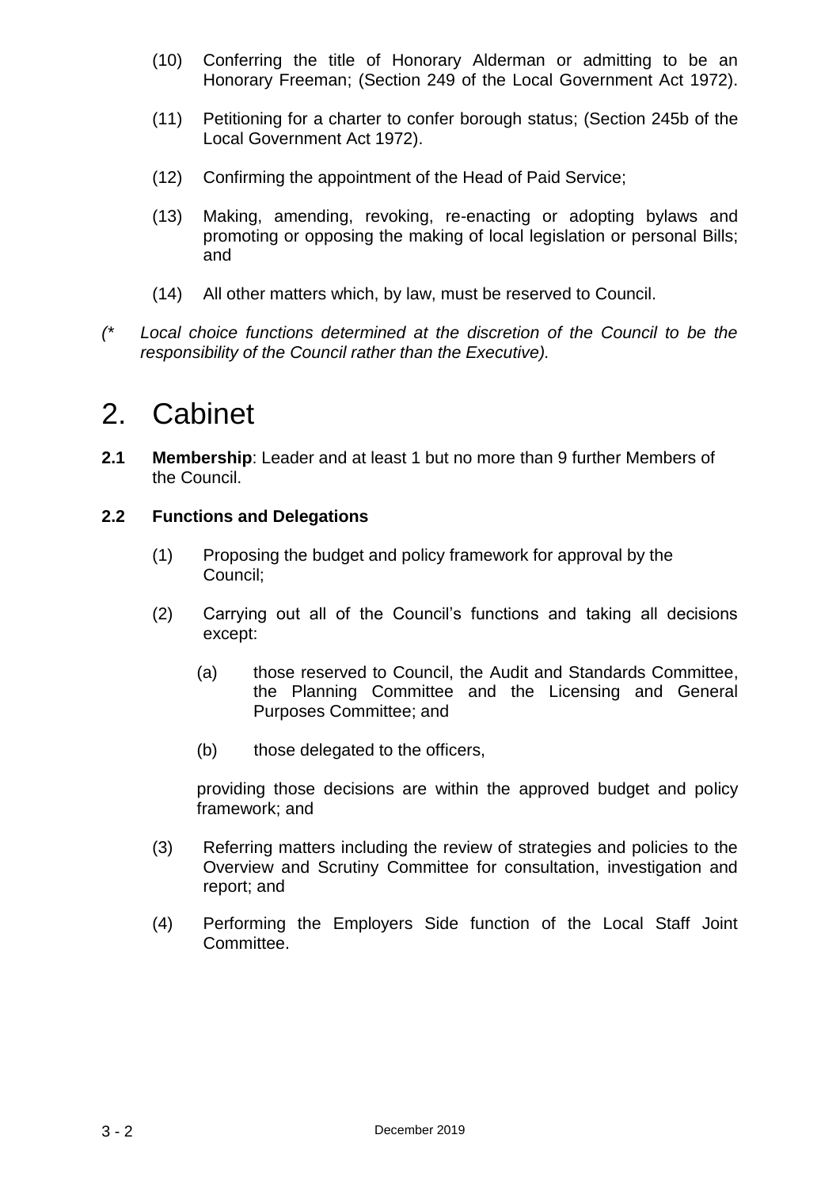(10) Conferring the title of Honorary Alderman or admitting to be an Honorary Freeman; (Section 249 of the Local Government Act 1972).

(11) Petitioning for a charter to confer borough status; (Section 245b of the Local Government Act 1972).

(12) Confirming the appointment of the Head of Paid Service;

(13) Making, amending, revoking, re-enacting or adopting bylaws and promoting or opposing the making of local legislation or personal Bills; and

(14) All other matters which, by law, must be reserved to Council.

*(\* Local choice functions determined at the discretion of the Council to be the responsibility of the Council rather than the Executive).*

# 2. Cabinet

**2.1 Membership**: Leader and at least 1 but no more than 9 further Members of the Council.

**2.2 Functions and Delegations**

(1) Proposing the budget and policy framework for approval by the Council;

(2) Carrying out all of the Council's functions and taking all decisions except:

(a) those reserved to Council, the Audit and Standards Committee, the Planning Committee and the Licensing and General Purposes Committee; and

(b) those delegated to the officers,

providing those decisions are within the approved budget and policy framework; and

(3) Referring matters including the review of strategies and policies to the Overview and Scrutiny Committee for consultation, investigation and report; and

(4) Performing the Employers Side function of the Local Staff Joint Committee.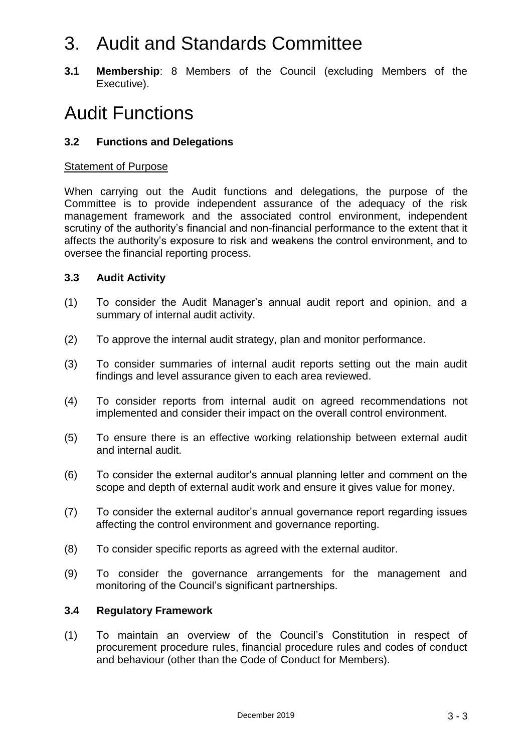# 3. Audit and Standards Committee

**3.1 Membership**: 8 Members of the Council (excluding Members of the Executive).

# Audit Functions

### 3.2 Functions and Delegations

Statement of Purpose

When carrying out the Audit functions and delegations, the purpose of the Committee is to provide independent assurance of the adequacy of the risk management framework and the associated control environment, independent scrutiny of the authority's financial and non-financial performance to the extent that it affects the authority's exposure to risk and weakens the control environment, and to oversee the financial reporting process.

### 3.3 Audit Activity

(1) To consider the Audit Manager's annual audit report and opinion, and a summary of internal audit activity.

(2) To approve the internal audit strategy, plan and monitor performance.

(3) To consider summaries of internal audit reports setting out the main audit findings and level assurance given to each area reviewed.

(4) To consider reports from internal audit on agreed recommendations not implemented and consider their impact on the overall control environment.

(5) To ensure there is an effective working relationship between external audit and internal audit.

(6) To consider the external auditor's annual planning letter and comment on the scope and depth of external audit work and ensure it gives value for money.

(7) To consider the external auditor's annual governance report regarding issues affecting the control environment and governance reporting.

(8) To consider specific reports as agreed with the external auditor.

(9) To consider the governance arrangements for the management and monitoring of the Council's significant partnerships.

### 3.4 Regulatory Framework

(1) To maintain an overview of the Council's Constitution in respect of procurement procedure rules, financial procedure rules and codes of conduct and behaviour (other than the Code of Conduct for Members).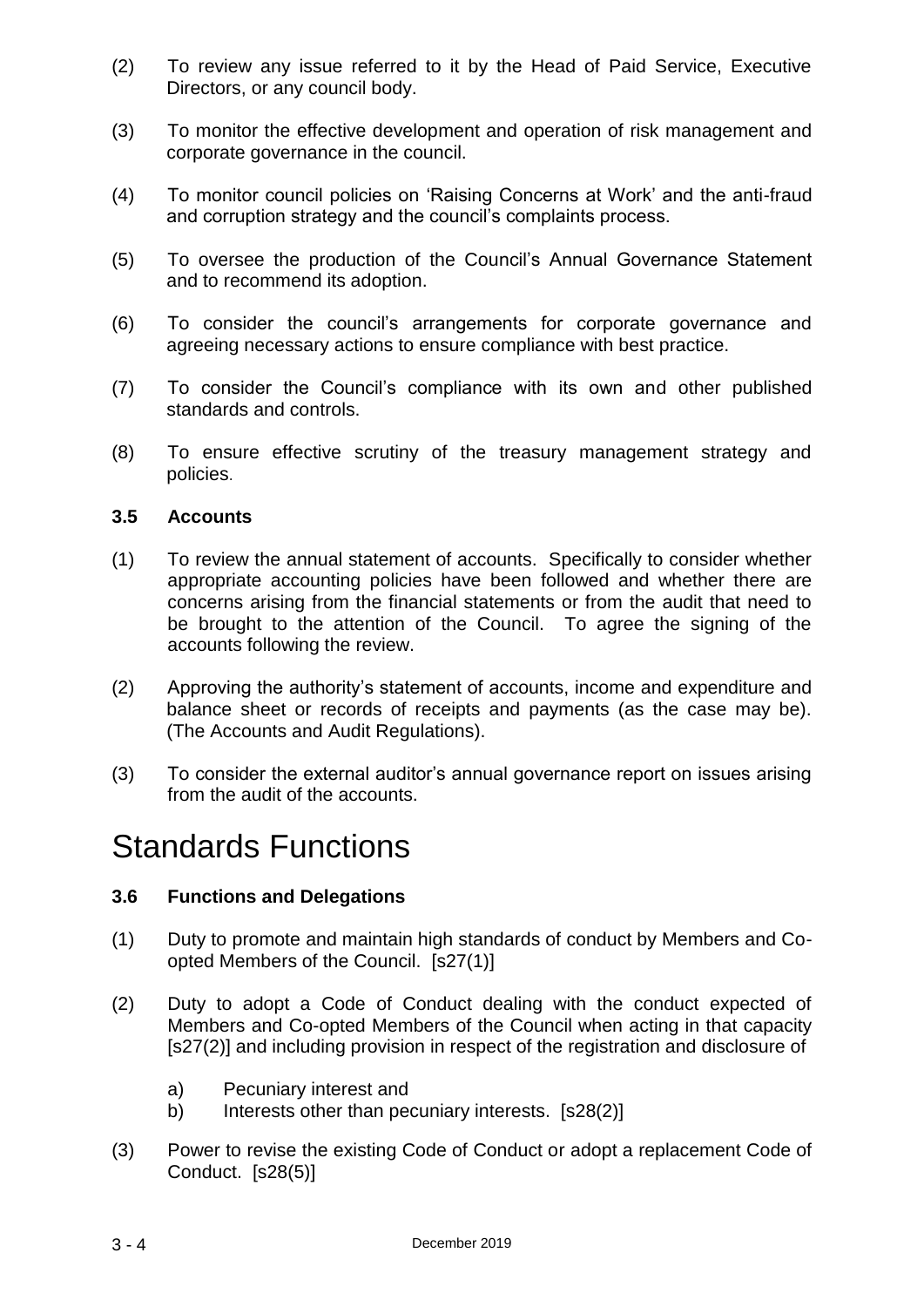(2) To review any issue referred to it by the Head of Paid Service, Executive Directors, or any council body.

(3) To monitor the effective development and operation of risk management and corporate governance in the council.

(4) To monitor council policies on 'Raising Concerns at Work' and the anti-fraud and corruption strategy and the council's complaints process.

(5) To oversee the production of the Council's Annual Governance Statement and to recommend its adoption.

(6) To consider the council's arrangements for corporate governance and agreeing necessary actions to ensure compliance with best practice.

(7) To consider the Council's compliance with its own and other published standards and controls.

(8) To ensure effective scrutiny of the treasury management strategy and policies.

### 3.5 Accounts

(1) To review the annual statement of accounts. Specifically to consider whether appropriate accounting policies have been followed and whether there are concerns arising from the financial statements or from the audit that need to be brought to the attention of the Council. To agree the signing of the accounts following the review.

(2) Approving the authority's statement of accounts, income and expenditure and balance sheet or records of receipts and payments (as the case may be). (The Accounts and Audit Regulations).

(3) To consider the external auditor's annual governance report on issues arising from the audit of the accounts.

# Standards Functions

### 3.6 Functions and Delegations

(1) Duty to promote and maintain high standards of conduct by Members and Co-opted Members of the Council. [s27(1)]

(2) Duty to adopt a Code of Conduct dealing with the conduct expected of Members and Co-opted Members of the Council when acting in that capacity [s27(2)] and including provision in respect of the registration and disclosure of

   a) Pecuniary interest and
   b) Interests other than pecuniary interests. [s28(2)]

(3) Power to revise the existing Code of Conduct or adopt a replacement Code of Conduct. [s28(5)]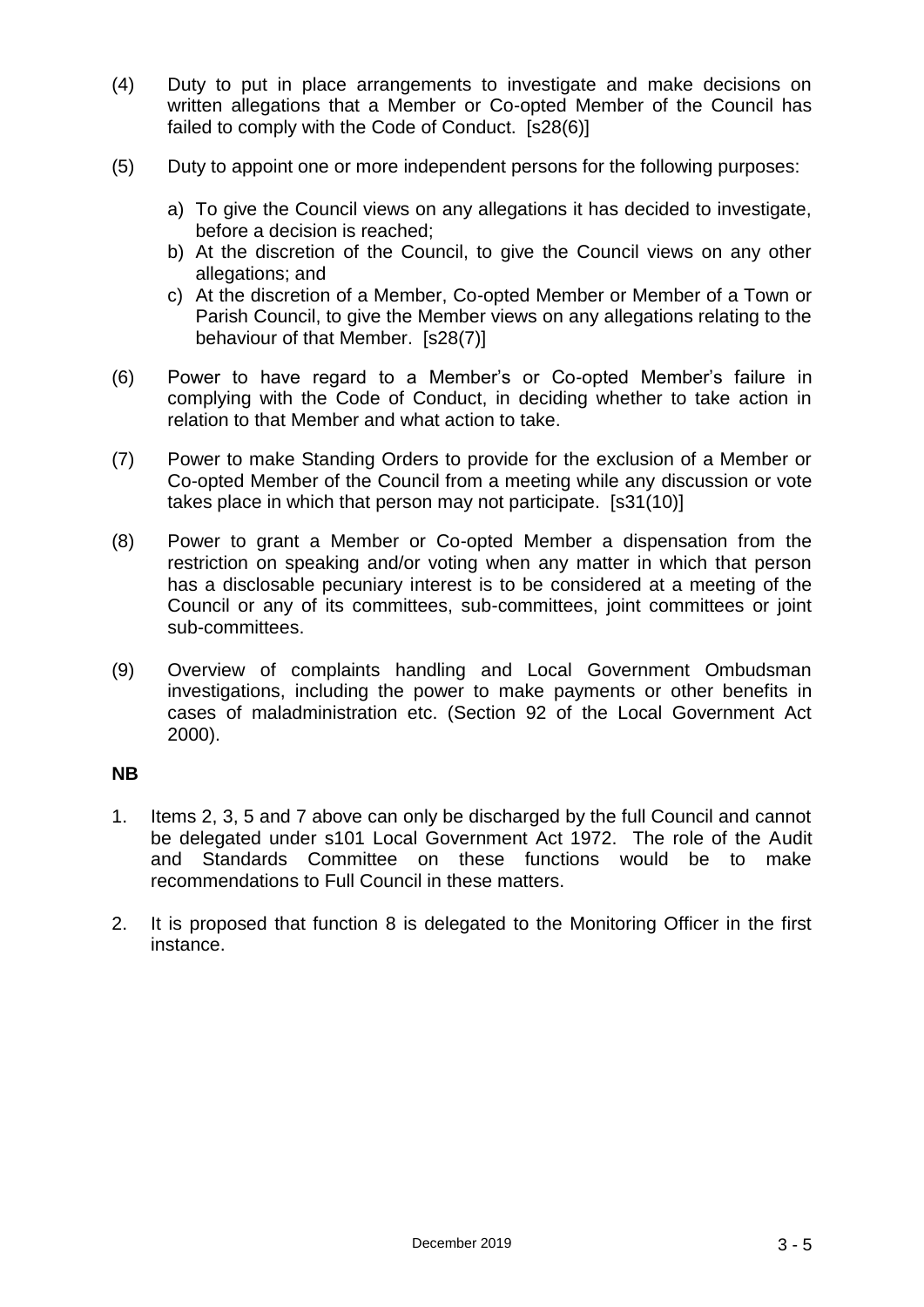(4) Duty to put in place arrangements to investigate and make decisions on written allegations that a Member or Co-opted Member of the Council has failed to comply with the Code of Conduct. [s28(6)]

(5) Duty to appoint one or more independent persons for the following purposes:

   a) To give the Council views on any allegations it has decided to investigate, before a decision is reached;
   b) At the discretion of the Council, to give the Council views on any other allegations; and
   c) At the discretion of a Member, Co-opted Member or Member of a Town or Parish Council, to give the Member views on any allegations relating to the behaviour of that Member. [s28(7)]

(6) Power to have regard to a Member's or Co-opted Member's failure in complying with the Code of Conduct, in deciding whether to take action in relation to that Member and what action to take.

(7) Power to make Standing Orders to provide for the exclusion of a Member or Co-opted Member of the Council from a meeting while any discussion or vote takes place in which that person may not participate. [s31(10)]

(8) Power to grant a Member or Co-opted Member a dispensation from the restriction on speaking and/or voting when any matter in which that person has a disclosable pecuniary interest is to be considered at a meeting of the Council or any of its committees, sub-committees, joint committees or joint sub-committees.

(9) Overview of complaints handling and Local Government Ombudsman investigations, including the power to make payments or other benefits in cases of maladministration etc. (Section 92 of the Local Government Act 2000).

**NB**

1. Items 2, 3, 5 and 7 above can only be discharged by the full Council and cannot be delegated under s101 Local Government Act 1972. The role of the Audit and Standards Committee on these functions would be to make recommendations to Full Council in these matters.

2. It is proposed that function 8 is delegated to the Monitoring Officer in the first instance.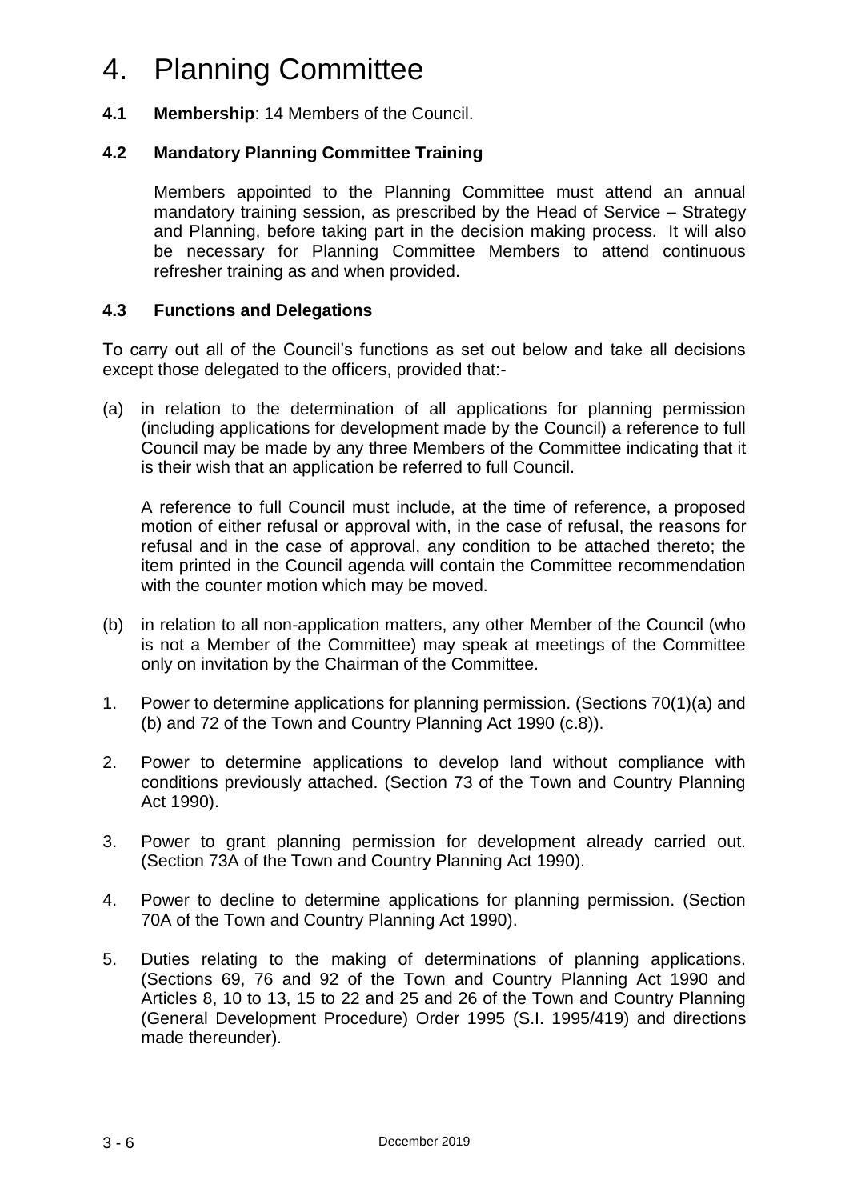# 4. Planning Committee

**4.1 Membership**: 14 Members of the Council.

**4.2 Mandatory Planning Committee Training**

Members appointed to the Planning Committee must attend an annual mandatory training session, as prescribed by the Head of Service – Strategy and Planning, before taking part in the decision making process. It will also be necessary for Planning Committee Members to attend continuous refresher training as and when provided.

**4.3 Functions and Delegations**

To carry out all of the Council's functions as set out below and take all decisions except those delegated to the officers, provided that:-

(a) in relation to the determination of all applications for planning permission (including applications for development made by the Council) a reference to full Council may be made by any three Members of the Committee indicating that it is their wish that an application be referred to full Council.

A reference to full Council must include, at the time of reference, a proposed motion of either refusal or approval with, in the case of refusal, the reasons for refusal and in the case of approval, any condition to be attached thereto; the item printed in the Council agenda will contain the Committee recommendation with the counter motion which may be moved.

(b) in relation to all non-application matters, any other Member of the Council (who is not a Member of the Committee) may speak at meetings of the Committee only on invitation by the Chairman of the Committee.

1. Power to determine applications for planning permission. (Sections 70(1)(a) and (b) and 72 of the Town and Country Planning Act 1990 (c.8)).
2. Power to determine applications to develop land without compliance with conditions previously attached. (Section 73 of the Town and Country Planning Act 1990).
3. Power to grant planning permission for development already carried out. (Section 73A of the Town and Country Planning Act 1990).
4. Power to decline to determine applications for planning permission. (Section 70A of the Town and Country Planning Act 1990).
5. Duties relating to the making of determinations of planning applications. (Sections 69, 76 and 92 of the Town and Country Planning Act 1990 and Articles 8, 10 to 13, 15 to 22 and 25 and 26 of the Town and Country Planning (General Development Procedure) Order 1995 (S.I. 1995/419) and directions made thereunder).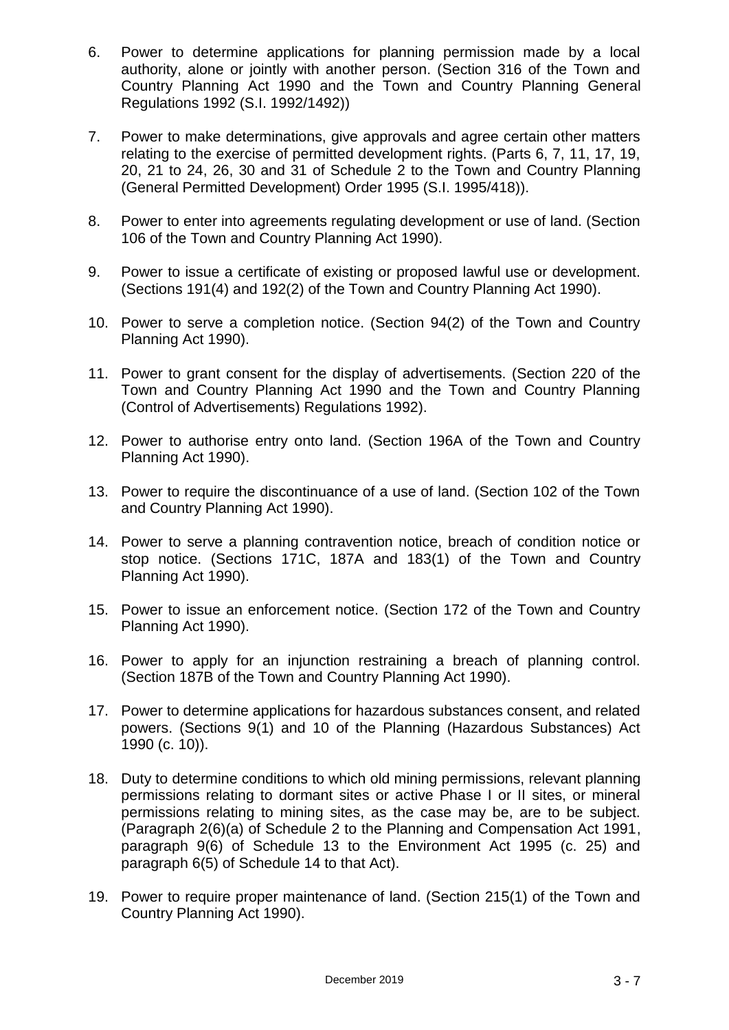6. Power to determine applications for planning permission made by a local authority, alone or jointly with another person. (Section 316 of the Town and Country Planning Act 1990 and the Town and Country Planning General Regulations 1992 (S.I. 1992/1492))

7. Power to make determinations, give approvals and agree certain other matters relating to the exercise of permitted development rights. (Parts 6, 7, 11, 17, 19, 20, 21 to 24, 26, 30 and 31 of Schedule 2 to the Town and Country Planning (General Permitted Development) Order 1995 (S.I. 1995/418)).

8. Power to enter into agreements regulating development or use of land. (Section 106 of the Town and Country Planning Act 1990).

9. Power to issue a certificate of existing or proposed lawful use or development. (Sections 191(4) and 192(2) of the Town and Country Planning Act 1990).

10. Power to serve a completion notice. (Section 94(2) of the Town and Country Planning Act 1990).

11. Power to grant consent for the display of advertisements. (Section 220 of the Town and Country Planning Act 1990 and the Town and Country Planning (Control of Advertisements) Regulations 1992).

12. Power to authorise entry onto land. (Section 196A of the Town and Country Planning Act 1990).

13. Power to require the discontinuance of a use of land. (Section 102 of the Town and Country Planning Act 1990).

14. Power to serve a planning contravention notice, breach of condition notice or stop notice. (Sections 171C, 187A and 183(1) of the Town and Country Planning Act 1990).

15. Power to issue an enforcement notice. (Section 172 of the Town and Country Planning Act 1990).

16. Power to apply for an injunction restraining a breach of planning control. (Section 187B of the Town and Country Planning Act 1990).

17. Power to determine applications for hazardous substances consent, and related powers. (Sections 9(1) and 10 of the Planning (Hazardous Substances) Act 1990 (c. 10)).

18. Duty to determine conditions to which old mining permissions, relevant planning permissions relating to dormant sites or active Phase I or II sites, or mineral permissions relating to mining sites, as the case may be, are to be subject. (Paragraph 2(6)(a) of Schedule 2 to the Planning and Compensation Act 1991, paragraph 9(6) of Schedule 13 to the Environment Act 1995 (c. 25) and paragraph 6(5) of Schedule 14 to that Act).

19. Power to require proper maintenance of land. (Section 215(1) of the Town and Country Planning Act 1990).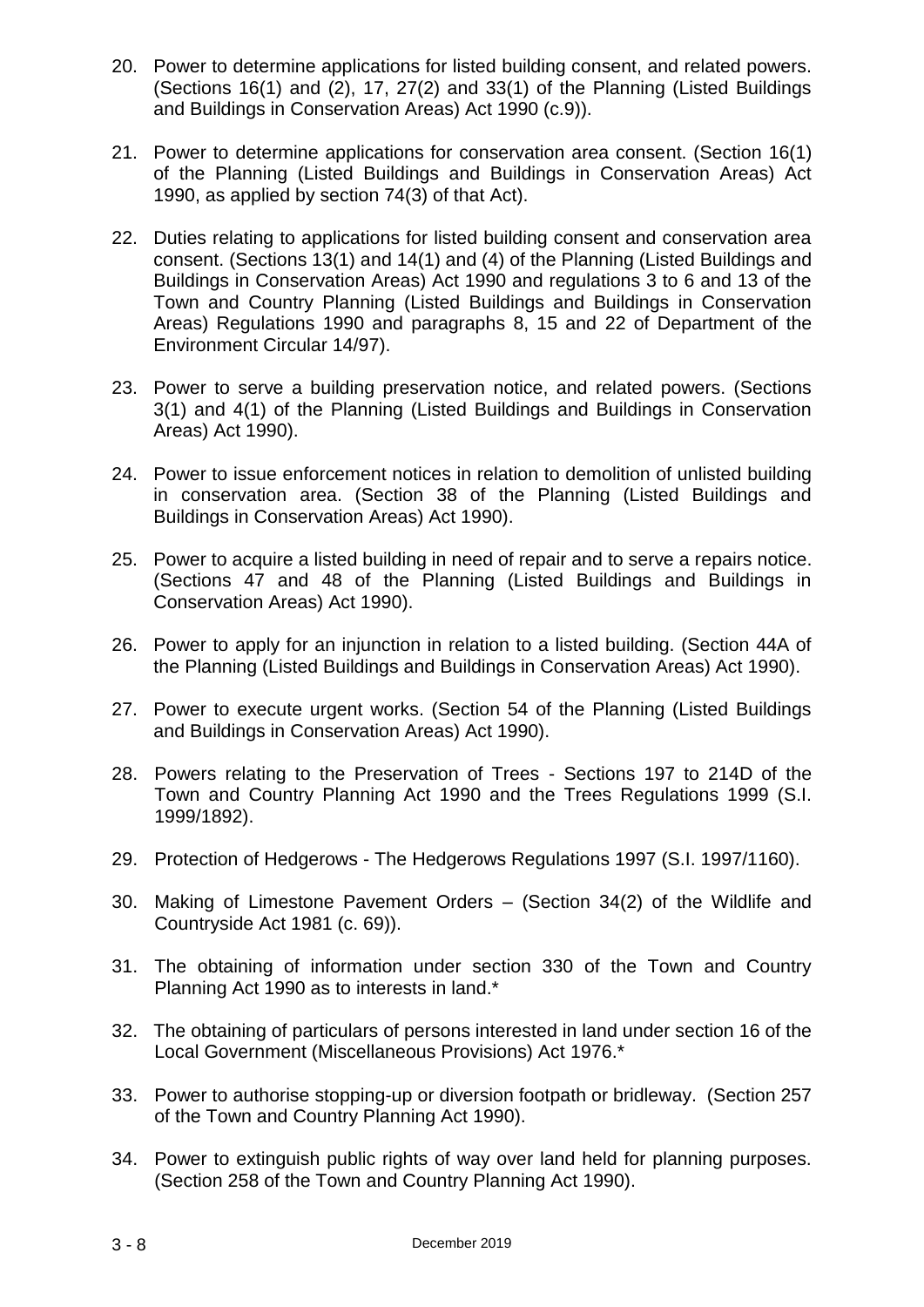20. Power to determine applications for listed building consent, and related powers. (Sections 16(1) and (2), 17, 27(2) and 33(1) of the Planning (Listed Buildings and Buildings in Conservation Areas) Act 1990 (c.9)).

21. Power to determine applications for conservation area consent. (Section 16(1) of the Planning (Listed Buildings and Buildings in Conservation Areas) Act 1990, as applied by section 74(3) of that Act).

22. Duties relating to applications for listed building consent and conservation area consent. (Sections 13(1) and 14(1) and (4) of the Planning (Listed Buildings and Buildings in Conservation Areas) Act 1990 and regulations 3 to 6 and 13 of the Town and Country Planning (Listed Buildings and Buildings in Conservation Areas) Regulations 1990 and paragraphs 8, 15 and 22 of Department of the Environment Circular 14/97).

23. Power to serve a building preservation notice, and related powers. (Sections 3(1) and 4(1) of the Planning (Listed Buildings and Buildings in Conservation Areas) Act 1990).

24. Power to issue enforcement notices in relation to demolition of unlisted building in conservation area. (Section 38 of the Planning (Listed Buildings and Buildings in Conservation Areas) Act 1990).

25. Power to acquire a listed building in need of repair and to serve a repairs notice. (Sections 47 and 48 of the Planning (Listed Buildings and Buildings in Conservation Areas) Act 1990).

26. Power to apply for an injunction in relation to a listed building. (Section 44A of the Planning (Listed Buildings and Buildings in Conservation Areas) Act 1990).

27. Power to execute urgent works. (Section 54 of the Planning (Listed Buildings and Buildings in Conservation Areas) Act 1990).

28. Powers relating to the Preservation of Trees - Sections 197 to 214D of the Town and Country Planning Act 1990 and the Trees Regulations 1999 (S.I. 1999/1892).

29. Protection of Hedgerows - The Hedgerows Regulations 1997 (S.I. 1997/1160).

30. Making of Limestone Pavement Orders – (Section 34(2) of the Wildlife and Countryside Act 1981 (c. 69)).

31. The obtaining of information under section 330 of the Town and Country Planning Act 1990 as to interests in land.*

32. The obtaining of particulars of persons interested in land under section 16 of the Local Government (Miscellaneous Provisions) Act 1976.*

33. Power to authorise stopping-up or diversion footpath or bridleway. (Section 257 of the Town and Country Planning Act 1990).

34. Power to extinguish public rights of way over land held for planning purposes. (Section 258 of the Town and Country Planning Act 1990).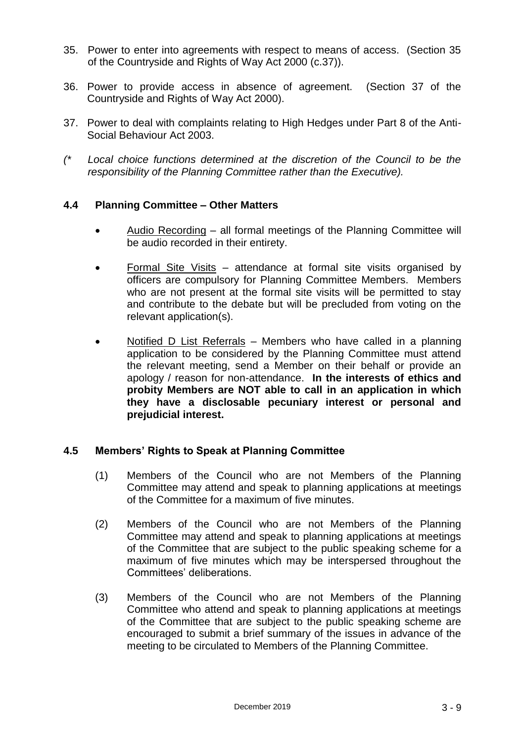35. Power to enter into agreements with respect to means of access. (Section 35 of the Countryside and Rights of Way Act 2000 (c.37)).

36. Power to provide access in absence of agreement. (Section 37 of the Countryside and Rights of Way Act 2000).

37. Power to deal with complaints relating to High Hedges under Part 8 of the Anti-Social Behaviour Act 2003.

*(\* Local choice functions determined at the discretion of the Council to be the responsibility of the Planning Committee rather than the Executive).*

### 4.4 Planning Committee – Other Matters

- Audio Recording – all formal meetings of the Planning Committee will be audio recorded in their entirety.

- Formal Site Visits – attendance at formal site visits organised by officers are compulsory for Planning Committee Members. Members who are not present at the formal site visits will be permitted to stay and contribute to the debate but will be precluded from voting on the relevant application(s).

- Notified D List Referrals – Members who have called in a planning application to be considered by the Planning Committee must attend the relevant meeting, send a Member on their behalf or provide an apology / reason for non-attendance. **In the interests of ethics and probity Members are NOT able to call in an application in which they have a disclosable pecuniary interest or personal and prejudicial interest.**

### 4.5 Members' Rights to Speak at Planning Committee

(1) Members of the Council who are not Members of the Planning Committee may attend and speak to planning applications at meetings of the Committee for a maximum of five minutes.

(2) Members of the Council who are not Members of the Planning Committee may attend and speak to planning applications at meetings of the Committee that are subject to the public speaking scheme for a maximum of five minutes which may be interspersed throughout the Committees' deliberations.

(3) Members of the Council who are not Members of the Planning Committee who attend and speak to planning applications at meetings of the Committee that are subject to the public speaking scheme are encouraged to submit a brief summary of the issues in advance of the meeting to be circulated to Members of the Planning Committee.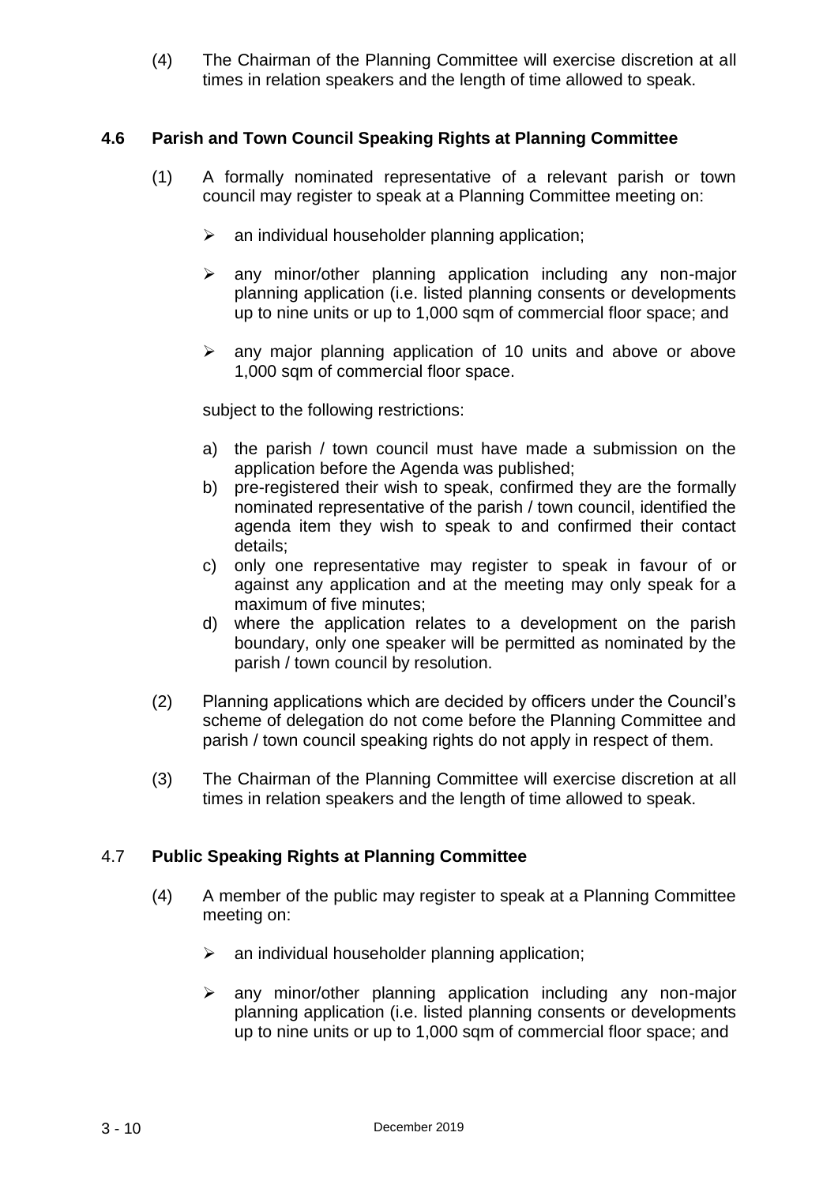(4) The Chairman of the Planning Committee will exercise discretion at all times in relation speakers and the length of time allowed to speak.

## 4.6 Parish and Town Council Speaking Rights at Planning Committee

(1) A formally nominated representative of a relevant parish or town council may register to speak at a Planning Committee meeting on:

- an individual householder planning application;
- any minor/other planning application including any non-major planning application (i.e. listed planning consents or developments up to nine units or up to 1,000 sqm of commercial floor space; and
- any major planning application of 10 units and above or above 1,000 sqm of commercial floor space.

subject to the following restrictions:

a) the parish / town council must have made a submission on the application before the Agenda was published;
b) pre-registered their wish to speak, confirmed they are the formally nominated representative of the parish / town council, identified the agenda item they wish to speak to and confirmed their contact details;
c) only one representative may register to speak in favour of or against any application and at the meeting may only speak for a maximum of five minutes;
d) where the application relates to a development on the parish boundary, only one speaker will be permitted as nominated by the parish / town council by resolution.

(2) Planning applications which are decided by officers under the Council's scheme of delegation do not come before the Planning Committee and parish / town council speaking rights do not apply in respect of them.

(3) The Chairman of the Planning Committee will exercise discretion at all times in relation speakers and the length of time allowed to speak.

## 4.7 Public Speaking Rights at Planning Committee

(4) A member of the public may register to speak at a Planning Committee meeting on:

- an individual householder planning application;
- any minor/other planning application including any non-major planning application (i.e. listed planning consents or developments up to nine units or up to 1,000 sqm of commercial floor space; and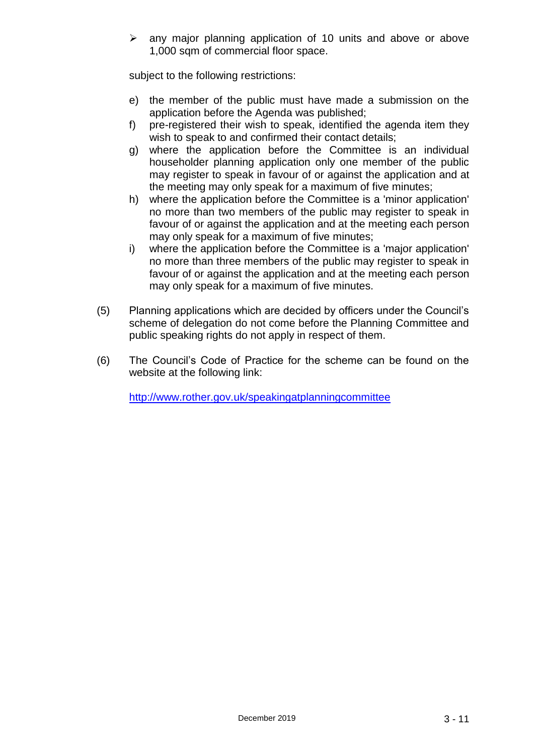- any major planning application of 10 units and above or above 1,000 sqm of commercial floor space.

subject to the following restrictions:

e) the member of the public must have made a submission on the application before the Agenda was published;
f) pre-registered their wish to speak, identified the agenda item they wish to speak to and confirmed their contact details;
g) where the application before the Committee is an individual householder planning application only one member of the public may register to speak in favour of or against the application and at the meeting may only speak for a maximum of five minutes;
h) where the application before the Committee is a 'minor application' no more than two members of the public may register to speak in favour of or against the application and at the meeting each person may only speak for a maximum of five minutes;
i) where the application before the Committee is a 'major application' no more than three members of the public may register to speak in favour of or against the application and at the meeting each person may only speak for a maximum of five minutes.

(5) Planning applications which are decided by officers under the Council's scheme of delegation do not come before the Planning Committee and public speaking rights do not apply in respect of them.

(6) The Council's Code of Practice for the scheme can be found on the website at the following link:

http://www.rother.gov.uk/speakingatplanningcommittee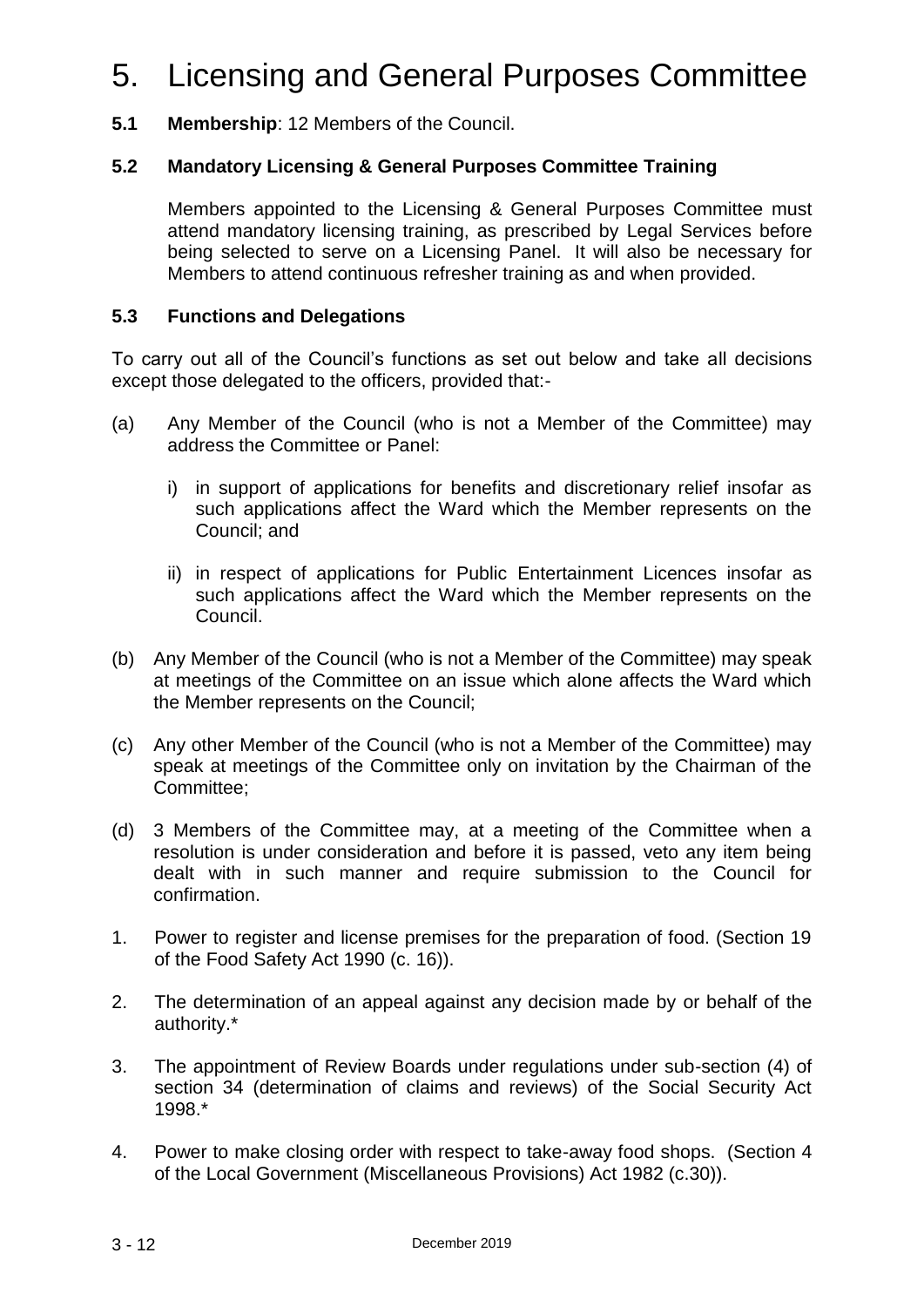# 5. Licensing and General Purposes Committee

**5.1 Membership**: 12 Members of the Council.

**5.2 Mandatory Licensing & General Purposes Committee Training**

Members appointed to the Licensing & General Purposes Committee must attend mandatory licensing training, as prescribed by Legal Services before being selected to serve on a Licensing Panel. It will also be necessary for Members to attend continuous refresher training as and when provided.

**5.3 Functions and Delegations**

To carry out all of the Council's functions as set out below and take all decisions except those delegated to the officers, provided that:-

(a) Any Member of the Council (who is not a Member of the Committee) may address the Committee or Panel:

   i) in support of applications for benefits and discretionary relief insofar as such applications affect the Ward which the Member represents on the Council; and

   ii) in respect of applications for Public Entertainment Licences insofar as such applications affect the Ward which the Member represents on the Council.

(b) Any Member of the Council (who is not a Member of the Committee) may speak at meetings of the Committee on an issue which alone affects the Ward which the Member represents on the Council;

(c) Any other Member of the Council (who is not a Member of the Committee) may speak at meetings of the Committee only on invitation by the Chairman of the Committee;

(d) 3 Members of the Committee may, at a meeting of the Committee when a resolution is under consideration and before it is passed, veto any item being dealt with in such manner and require submission to the Council for confirmation.

1. Power to register and license premises for the preparation of food. (Section 19 of the Food Safety Act 1990 (c. 16)).

2. The determination of an appeal against any decision made by or behalf of the authority.*

3. The appointment of Review Boards under regulations under sub-section (4) of section 34 (determination of claims and reviews) of the Social Security Act 1998.*

4. Power to make closing order with respect to take-away food shops. (Section 4 of the Local Government (Miscellaneous Provisions) Act 1982 (c.30)).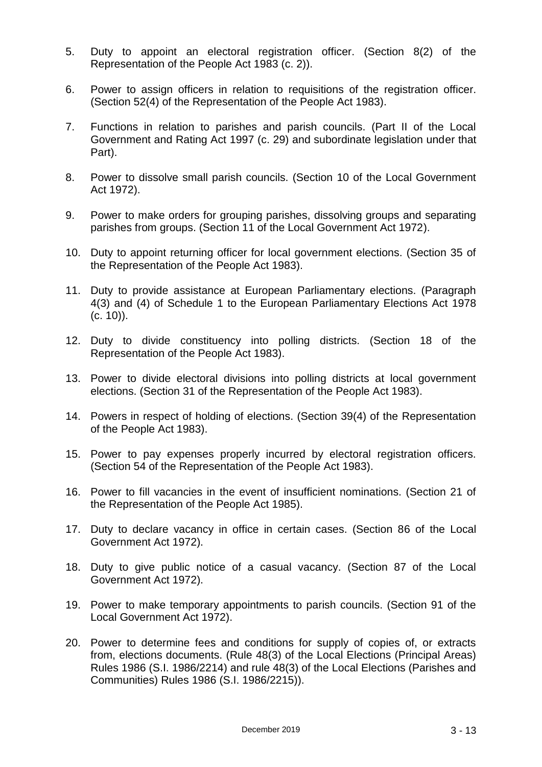5. Duty to appoint an electoral registration officer. (Section 8(2) of the Representation of the People Act 1983 (c. 2)).

6. Power to assign officers in relation to requisitions of the registration officer. (Section 52(4) of the Representation of the People Act 1983).

7. Functions in relation to parishes and parish councils. (Part II of the Local Government and Rating Act 1997 (c. 29) and subordinate legislation under that Part).

8. Power to dissolve small parish councils. (Section 10 of the Local Government Act 1972).

9. Power to make orders for grouping parishes, dissolving groups and separating parishes from groups. (Section 11 of the Local Government Act 1972).

10. Duty to appoint returning officer for local government elections. (Section 35 of the Representation of the People Act 1983).

11. Duty to provide assistance at European Parliamentary elections. (Paragraph 4(3) and (4) of Schedule 1 to the European Parliamentary Elections Act 1978 (c. 10)).

12. Duty to divide constituency into polling districts. (Section 18 of the Representation of the People Act 1983).

13. Power to divide electoral divisions into polling districts at local government elections. (Section 31 of the Representation of the People Act 1983).

14. Powers in respect of holding of elections. (Section 39(4) of the Representation of the People Act 1983).

15. Power to pay expenses properly incurred by electoral registration officers. (Section 54 of the Representation of the People Act 1983).

16. Power to fill vacancies in the event of insufficient nominations. (Section 21 of the Representation of the People Act 1985).

17. Duty to declare vacancy in office in certain cases. (Section 86 of the Local Government Act 1972).

18. Duty to give public notice of a casual vacancy. (Section 87 of the Local Government Act 1972).

19. Power to make temporary appointments to parish councils. (Section 91 of the Local Government Act 1972).

20. Power to determine fees and conditions for supply of copies of, or extracts from, elections documents. (Rule 48(3) of the Local Elections (Principal Areas) Rules 1986 (S.I. 1986/2214) and rule 48(3) of the Local Elections (Parishes and Communities) Rules 1986 (S.I. 1986/2215)).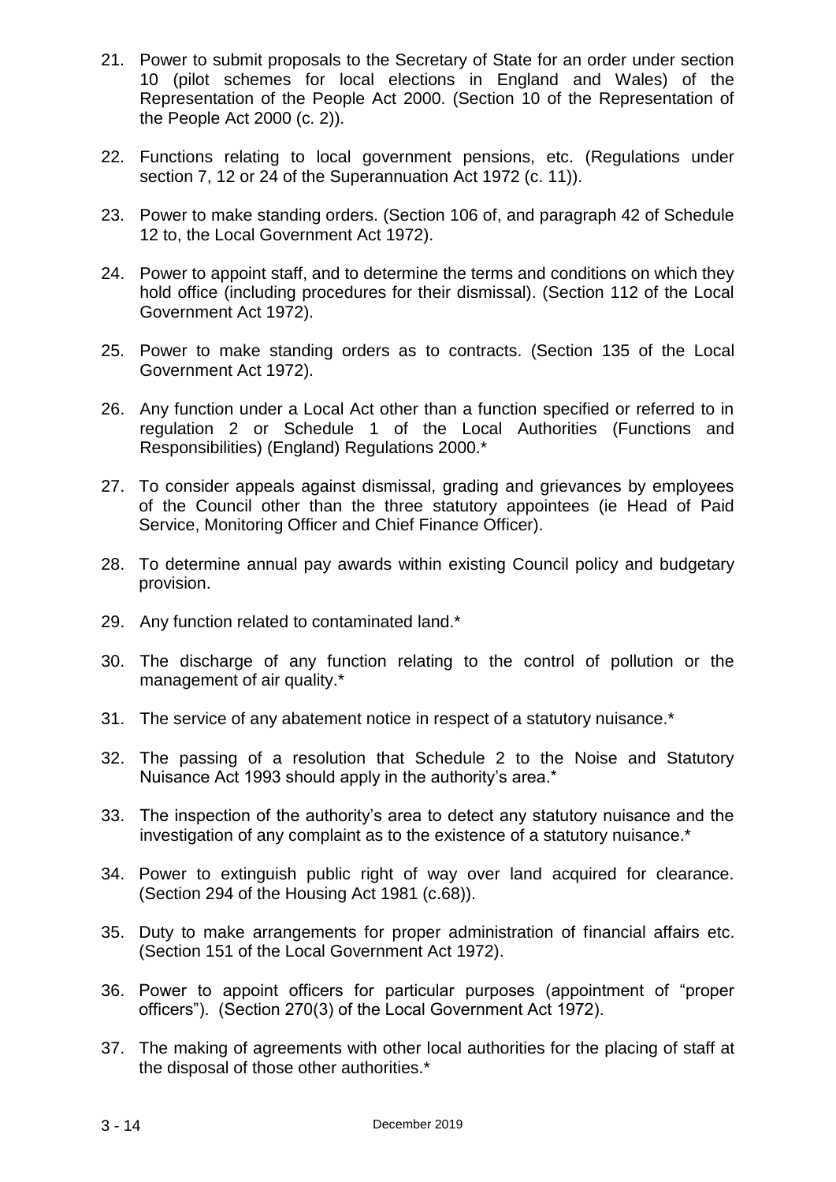21. Power to submit proposals to the Secretary of State for an order under section 10 (pilot schemes for local elections in England and Wales) of the Representation of the People Act 2000. (Section 10 of the Representation of the People Act 2000 (c. 2)).

22. Functions relating to local government pensions, etc. (Regulations under section 7, 12 or 24 of the Superannuation Act 1972 (c. 11)).

23. Power to make standing orders. (Section 106 of, and paragraph 42 of Schedule 12 to, the Local Government Act 1972).

24. Power to appoint staff, and to determine the terms and conditions on which they hold office (including procedures for their dismissal). (Section 112 of the Local Government Act 1972).

25. Power to make standing orders as to contracts. (Section 135 of the Local Government Act 1972).

26. Any function under a Local Act other than a function specified or referred to in regulation 2 or Schedule 1 of the Local Authorities (Functions and Responsibilities) (England) Regulations 2000.*

27. To consider appeals against dismissal, grading and grievances by employees of the Council other than the three statutory appointees (ie Head of Paid Service, Monitoring Officer and Chief Finance Officer).

28. To determine annual pay awards within existing Council policy and budgetary provision.

29. Any function related to contaminated land.*

30. The discharge of any function relating to the control of pollution or the management of air quality.*

31. The service of any abatement notice in respect of a statutory nuisance.*

32. The passing of a resolution that Schedule 2 to the Noise and Statutory Nuisance Act 1993 should apply in the authority's area.*

33. The inspection of the authority's area to detect any statutory nuisance and the investigation of any complaint as to the existence of a statutory nuisance.*

34. Power to extinguish public right of way over land acquired for clearance. (Section 294 of the Housing Act 1981 (c.68)).

35. Duty to make arrangements for proper administration of financial affairs etc. (Section 151 of the Local Government Act 1972).

36. Power to appoint officers for particular purposes (appointment of "proper officers"). (Section 270(3) of the Local Government Act 1972).

37. The making of agreements with other local authorities for the placing of staff at the disposal of those other authorities.*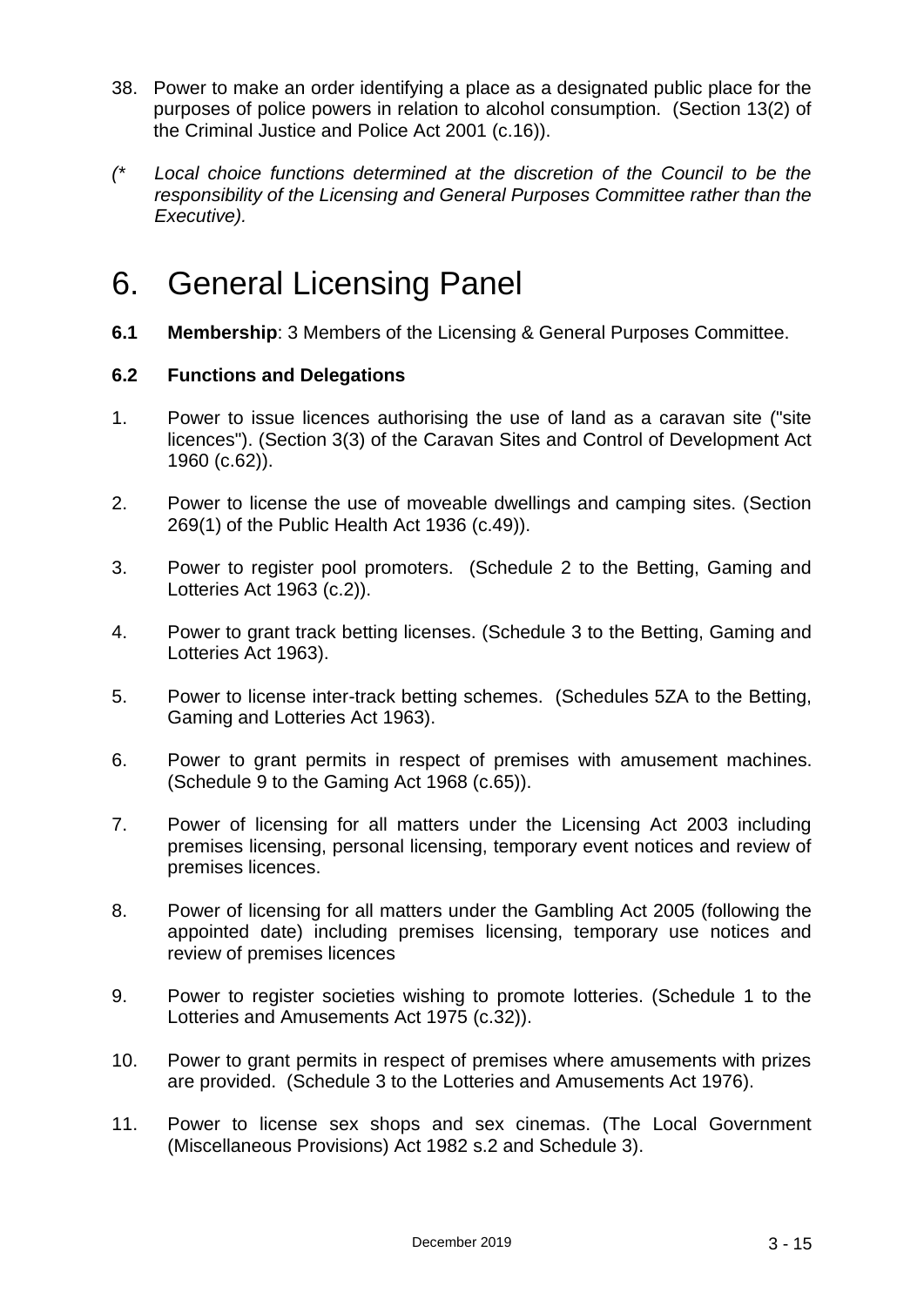38. Power to make an order identifying a place as a designated public place for the purposes of police powers in relation to alcohol consumption. (Section 13(2) of the Criminal Justice and Police Act 2001 (c.16)).

*(\* Local choice functions determined at the discretion of the Council to be the responsibility of the Licensing and General Purposes Committee rather than the Executive).*

# 6. General Licensing Panel

**6.1 Membership**: 3 Members of the Licensing & General Purposes Committee.

**6.2 Functions and Delegations**

1. Power to issue licences authorising the use of land as a caravan site ("site licences"). (Section 3(3) of the Caravan Sites and Control of Development Act 1960 (c.62)).

2. Power to license the use of moveable dwellings and camping sites. (Section 269(1) of the Public Health Act 1936 (c.49)).

3. Power to register pool promoters. (Schedule 2 to the Betting, Gaming and Lotteries Act 1963 (c.2)).

4. Power to grant track betting licenses. (Schedule 3 to the Betting, Gaming and Lotteries Act 1963).

5. Power to license inter-track betting schemes. (Schedules 5ZA to the Betting, Gaming and Lotteries Act 1963).

6. Power to grant permits in respect of premises with amusement machines. (Schedule 9 to the Gaming Act 1968 (c.65)).

7. Power of licensing for all matters under the Licensing Act 2003 including premises licensing, personal licensing, temporary event notices and review of premises licences.

8. Power of licensing for all matters under the Gambling Act 2005 (following the appointed date) including premises licensing, temporary use notices and review of premises licences

9. Power to register societies wishing to promote lotteries. (Schedule 1 to the Lotteries and Amusements Act 1975 (c.32)).

10. Power to grant permits in respect of premises where amusements with prizes are provided. (Schedule 3 to the Lotteries and Amusements Act 1976).

11. Power to license sex shops and sex cinemas. (The Local Government (Miscellaneous Provisions) Act 1982 s.2 and Schedule 3).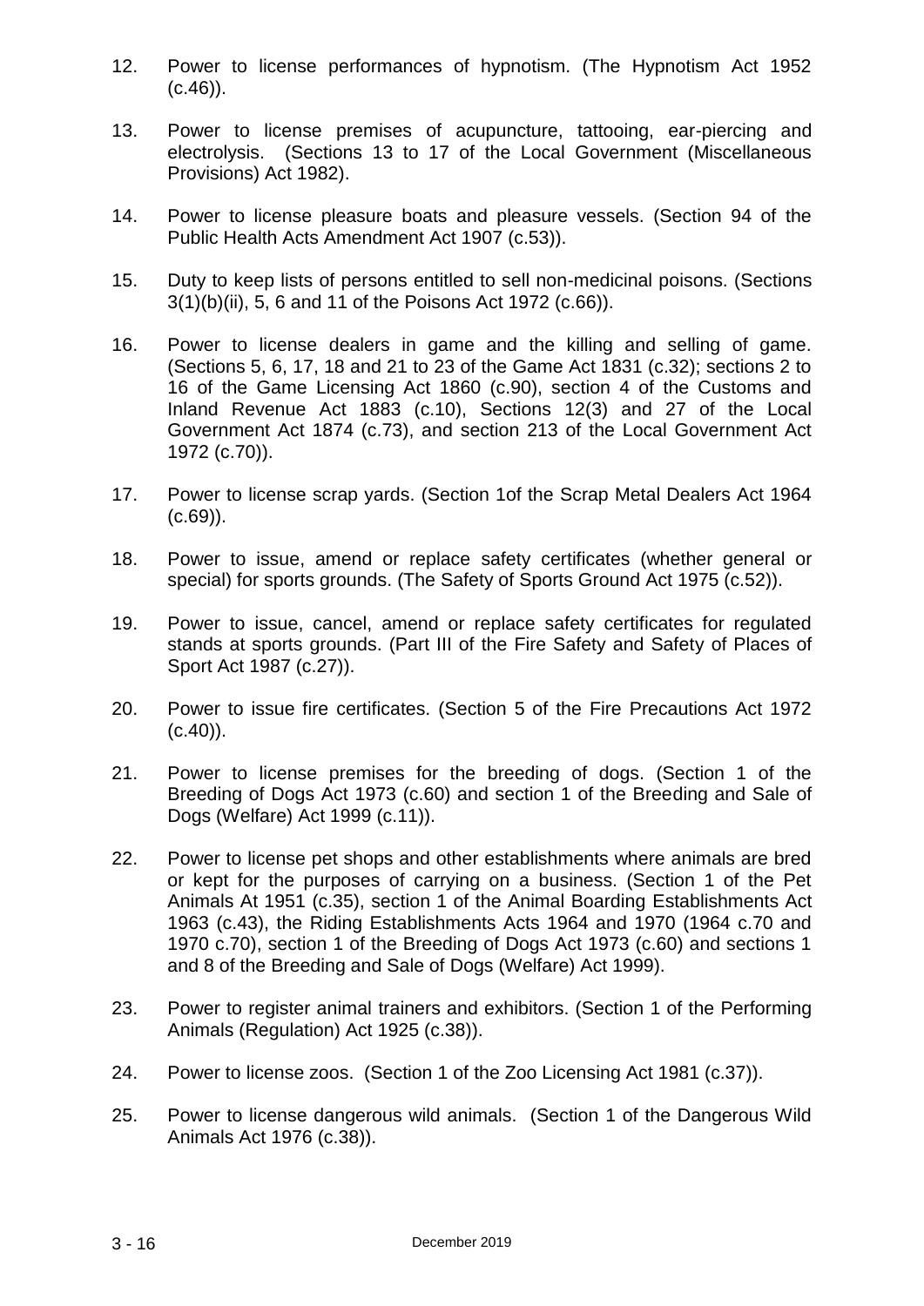12. Power to license performances of hypnotism. (The Hypnotism Act 1952 (c.46)).

13. Power to license premises of acupuncture, tattooing, ear-piercing and electrolysis. (Sections 13 to 17 of the Local Government (Miscellaneous Provisions) Act 1982).

14. Power to license pleasure boats and pleasure vessels. (Section 94 of the Public Health Acts Amendment Act 1907 (c.53)).

15. Duty to keep lists of persons entitled to sell non-medicinal poisons. (Sections 3(1)(b)(ii), 5, 6 and 11 of the Poisons Act 1972 (c.66)).

16. Power to license dealers in game and the killing and selling of game. (Sections 5, 6, 17, 18 and 21 to 23 of the Game Act 1831 (c.32); sections 2 to 16 of the Game Licensing Act 1860 (c.90), section 4 of the Customs and Inland Revenue Act 1883 (c.10), Sections 12(3) and 27 of the Local Government Act 1874 (c.73), and section 213 of the Local Government Act 1972 (c.70)).

17. Power to license scrap yards. (Section 1of the Scrap Metal Dealers Act 1964 (c.69)).

18. Power to issue, amend or replace safety certificates (whether general or special) for sports grounds. (The Safety of Sports Ground Act 1975 (c.52)).

19. Power to issue, cancel, amend or replace safety certificates for regulated stands at sports grounds. (Part III of the Fire Safety and Safety of Places of Sport Act 1987 (c.27)).

20. Power to issue fire certificates. (Section 5 of the Fire Precautions Act 1972 (c.40)).

21. Power to license premises for the breeding of dogs. (Section 1 of the Breeding of Dogs Act 1973 (c.60) and section 1 of the Breeding and Sale of Dogs (Welfare) Act 1999 (c.11)).

22. Power to license pet shops and other establishments where animals are bred or kept for the purposes of carrying on a business. (Section 1 of the Pet Animals At 1951 (c.35), section 1 of the Animal Boarding Establishments Act 1963 (c.43), the Riding Establishments Acts 1964 and 1970 (1964 c.70 and 1970 c.70), section 1 of the Breeding of Dogs Act 1973 (c.60) and sections 1 and 8 of the Breeding and Sale of Dogs (Welfare) Act 1999).

23. Power to register animal trainers and exhibitors. (Section 1 of the Performing Animals (Regulation) Act 1925 (c.38)).

24. Power to license zoos. (Section 1 of the Zoo Licensing Act 1981 (c.37)).

25. Power to license dangerous wild animals. (Section 1 of the Dangerous Wild Animals Act 1976 (c.38)).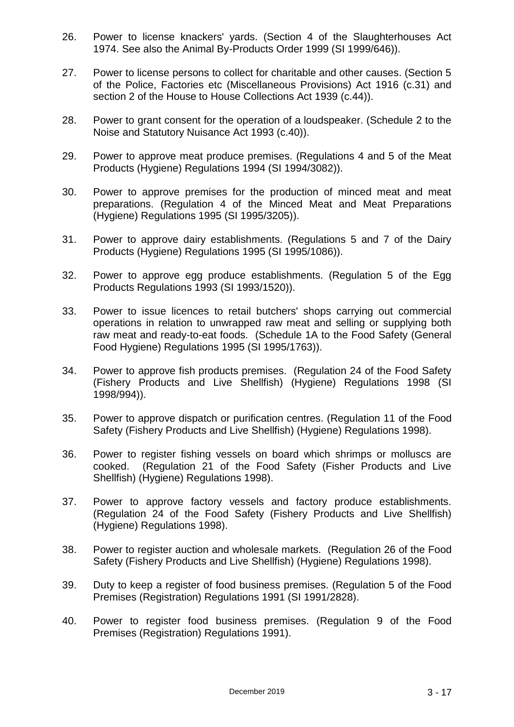26. Power to license knackers' yards. (Section 4 of the Slaughterhouses Act 1974. See also the Animal By-Products Order 1999 (SI 1999/646)).

27. Power to license persons to collect for charitable and other causes. (Section 5 of the Police, Factories etc (Miscellaneous Provisions) Act 1916 (c.31) and section 2 of the House to House Collections Act 1939 (c.44)).

28. Power to grant consent for the operation of a loudspeaker. (Schedule 2 to the Noise and Statutory Nuisance Act 1993 (c.40)).

29. Power to approve meat produce premises. (Regulations 4 and 5 of the Meat Products (Hygiene) Regulations 1994 (SI 1994/3082)).

30. Power to approve premises for the production of minced meat and meat preparations. (Regulation 4 of the Minced Meat and Meat Preparations (Hygiene) Regulations 1995 (SI 1995/3205)).

31. Power to approve dairy establishments. (Regulations 5 and 7 of the Dairy Products (Hygiene) Regulations 1995 (SI 1995/1086)).

32. Power to approve egg produce establishments. (Regulation 5 of the Egg Products Regulations 1993 (SI 1993/1520)).

33. Power to issue licences to retail butchers' shops carrying out commercial operations in relation to unwrapped raw meat and selling or supplying both raw meat and ready-to-eat foods. (Schedule 1A to the Food Safety (General Food Hygiene) Regulations 1995 (SI 1995/1763)).

34. Power to approve fish products premises. (Regulation 24 of the Food Safety (Fishery Products and Live Shellfish) (Hygiene) Regulations 1998 (SI 1998/994)).

35. Power to approve dispatch or purification centres. (Regulation 11 of the Food Safety (Fishery Products and Live Shellfish) (Hygiene) Regulations 1998).

36. Power to register fishing vessels on board which shrimps or molluscs are cooked. (Regulation 21 of the Food Safety (Fisher Products and Live Shellfish) (Hygiene) Regulations 1998).

37. Power to approve factory vessels and factory produce establishments. (Regulation 24 of the Food Safety (Fishery Products and Live Shellfish) (Hygiene) Regulations 1998).

38. Power to register auction and wholesale markets. (Regulation 26 of the Food Safety (Fishery Products and Live Shellfish) (Hygiene) Regulations 1998).

39. Duty to keep a register of food business premises. (Regulation 5 of the Food Premises (Registration) Regulations 1991 (SI 1991/2828).

40. Power to register food business premises. (Regulation 9 of the Food Premises (Registration) Regulations 1991).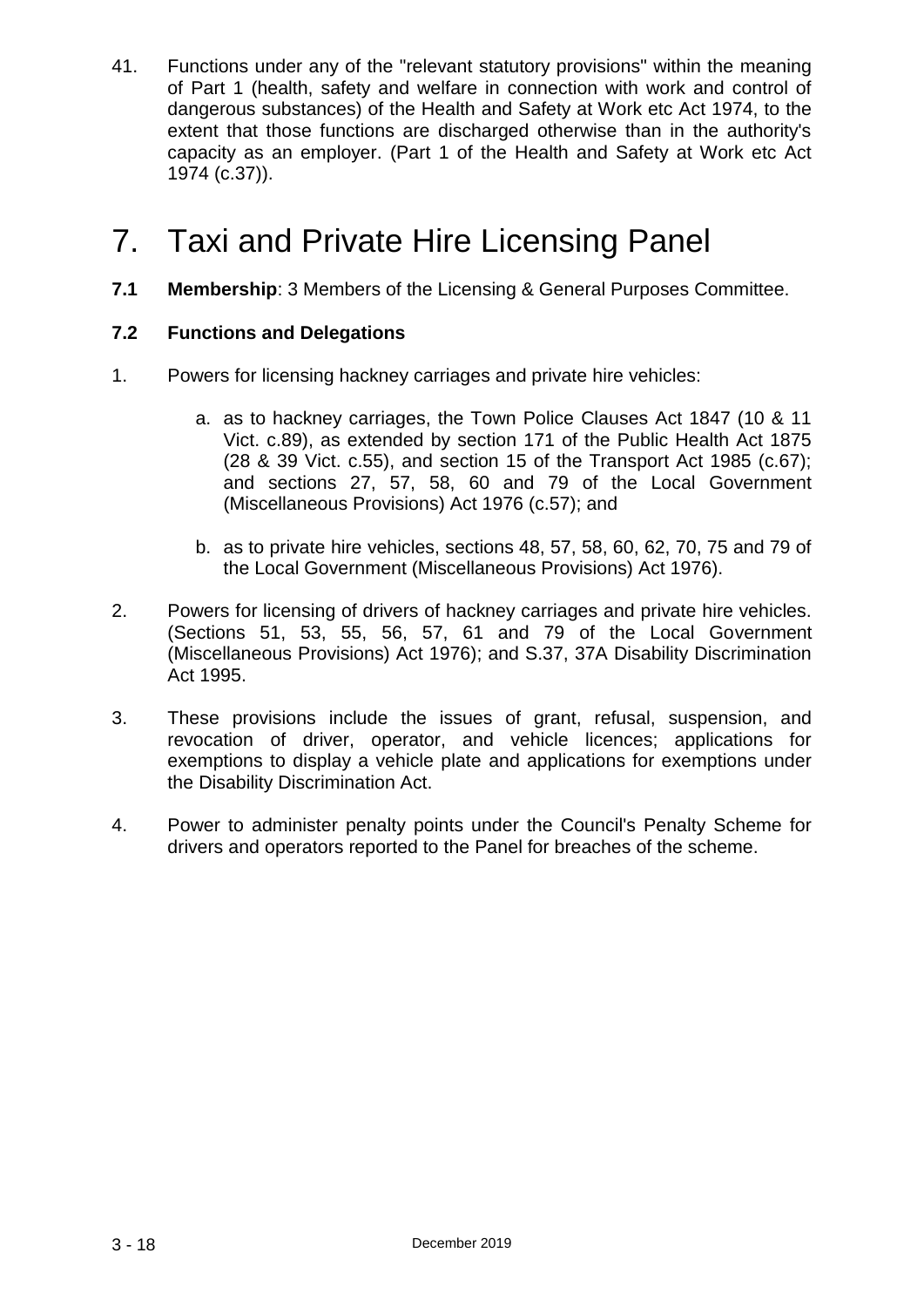41. Functions under any of the "relevant statutory provisions" within the meaning of Part 1 (health, safety and welfare in connection with work and control of dangerous substances) of the Health and Safety at Work etc Act 1974, to the extent that those functions are discharged otherwise than in the authority's capacity as an employer. (Part 1 of the Health and Safety at Work etc Act 1974 (c.37)).

# 7. Taxi and Private Hire Licensing Panel

**7.1 Membership**: 3 Members of the Licensing & General Purposes Committee.

**7.2 Functions and Delegations**

1. Powers for licensing hackney carriages and private hire vehicles:

   a. as to hackney carriages, the Town Police Clauses Act 1847 (10 & 11 Vict. c.89), as extended by section 171 of the Public Health Act 1875 (28 & 39 Vict. c.55), and section 15 of the Transport Act 1985 (c.67); and sections 27, 57, 58, 60 and 79 of the Local Government (Miscellaneous Provisions) Act 1976 (c.57); and

   b. as to private hire vehicles, sections 48, 57, 58, 60, 62, 70, 75 and 79 of the Local Government (Miscellaneous Provisions) Act 1976).

2. Powers for licensing of drivers of hackney carriages and private hire vehicles. (Sections 51, 53, 55, 56, 57, 61 and 79 of the Local Government (Miscellaneous Provisions) Act 1976); and S.37, 37A Disability Discrimination Act 1995.

3. These provisions include the issues of grant, refusal, suspension, and revocation of driver, operator, and vehicle licences; applications for exemptions to display a vehicle plate and applications for exemptions under the Disability Discrimination Act.

4. Power to administer penalty points under the Council's Penalty Scheme for drivers and operators reported to the Panel for breaches of the scheme.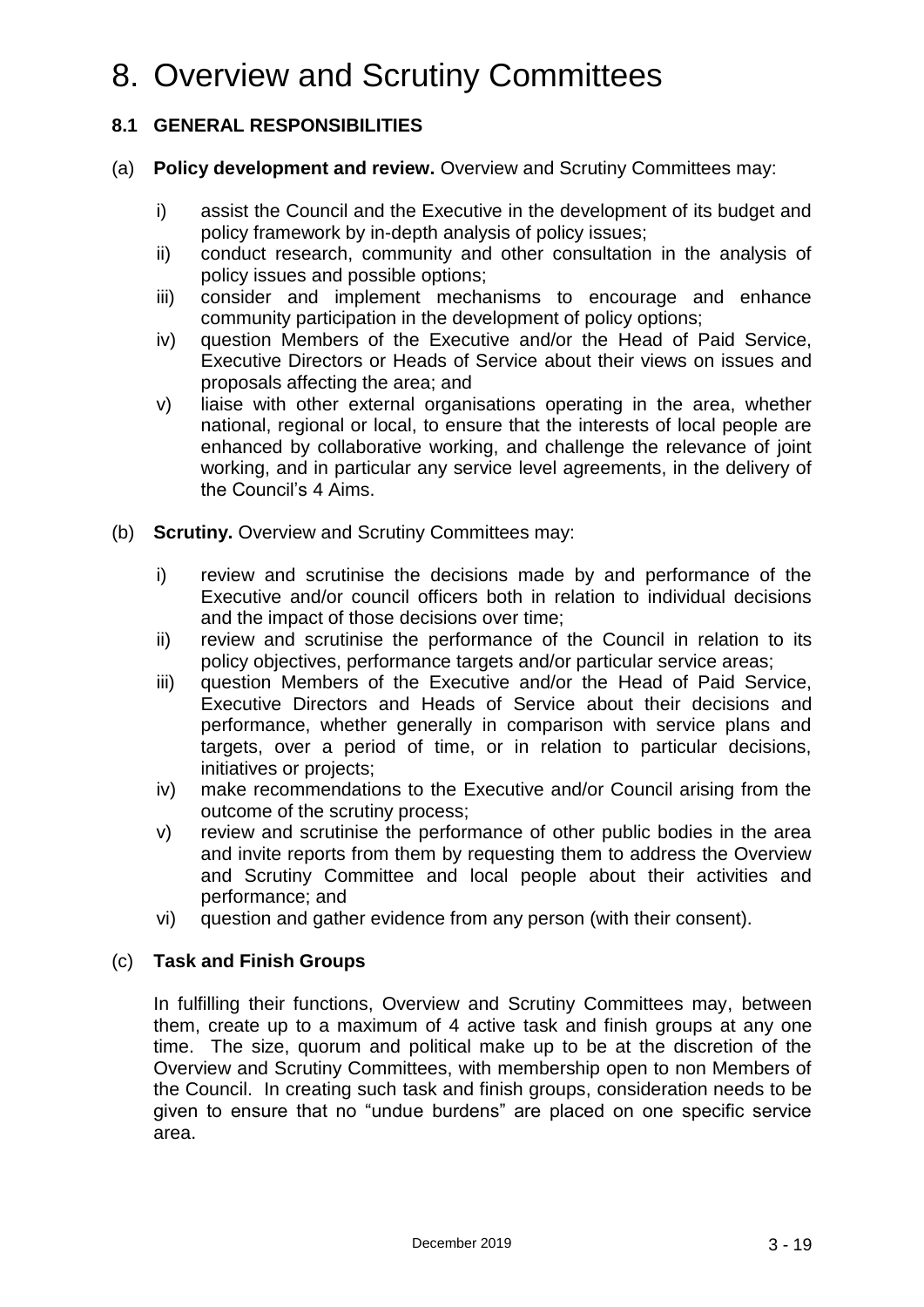# 8. Overview and Scrutiny Committees

### 8.1 GENERAL RESPONSIBILITIES

(a) **Policy development and review.** Overview and Scrutiny Committees may:

i) assist the Council and the Executive in the development of its budget and policy framework by in-depth analysis of policy issues;

ii) conduct research, community and other consultation in the analysis of policy issues and possible options;

iii) consider and implement mechanisms to encourage and enhance community participation in the development of policy options;

iv) question Members of the Executive and/or the Head of Paid Service, Executive Directors or Heads of Service about their views on issues and proposals affecting the area; and

v) liaise with other external organisations operating in the area, whether national, regional or local, to ensure that the interests of local people are enhanced by collaborative working, and challenge the relevance of joint working, and in particular any service level agreements, in the delivery of the Council's 4 Aims.

(b) **Scrutiny.** Overview and Scrutiny Committees may:

i) review and scrutinise the decisions made by and performance of the Executive and/or council officers both in relation to individual decisions and the impact of those decisions over time;

ii) review and scrutinise the performance of the Council in relation to its policy objectives, performance targets and/or particular service areas;

iii) question Members of the Executive and/or the Head of Paid Service, Executive Directors and Heads of Service about their decisions and performance, whether generally in comparison with service plans and targets, over a period of time, or in relation to particular decisions, initiatives or projects;

iv) make recommendations to the Executive and/or Council arising from the outcome of the scrutiny process;

v) review and scrutinise the performance of other public bodies in the area and invite reports from them by requesting them to address the Overview and Scrutiny Committee and local people about their activities and performance; and

vi) question and gather evidence from any person (with their consent).

(c) **Task and Finish Groups**

In fulfilling their functions, Overview and Scrutiny Committees may, between them, create up to a maximum of 4 active task and finish groups at any one time. The size, quorum and political make up to be at the discretion of the Overview and Scrutiny Committees, with membership open to non Members of the Council. In creating such task and finish groups, consideration needs to be given to ensure that no "undue burdens" are placed on one specific service area.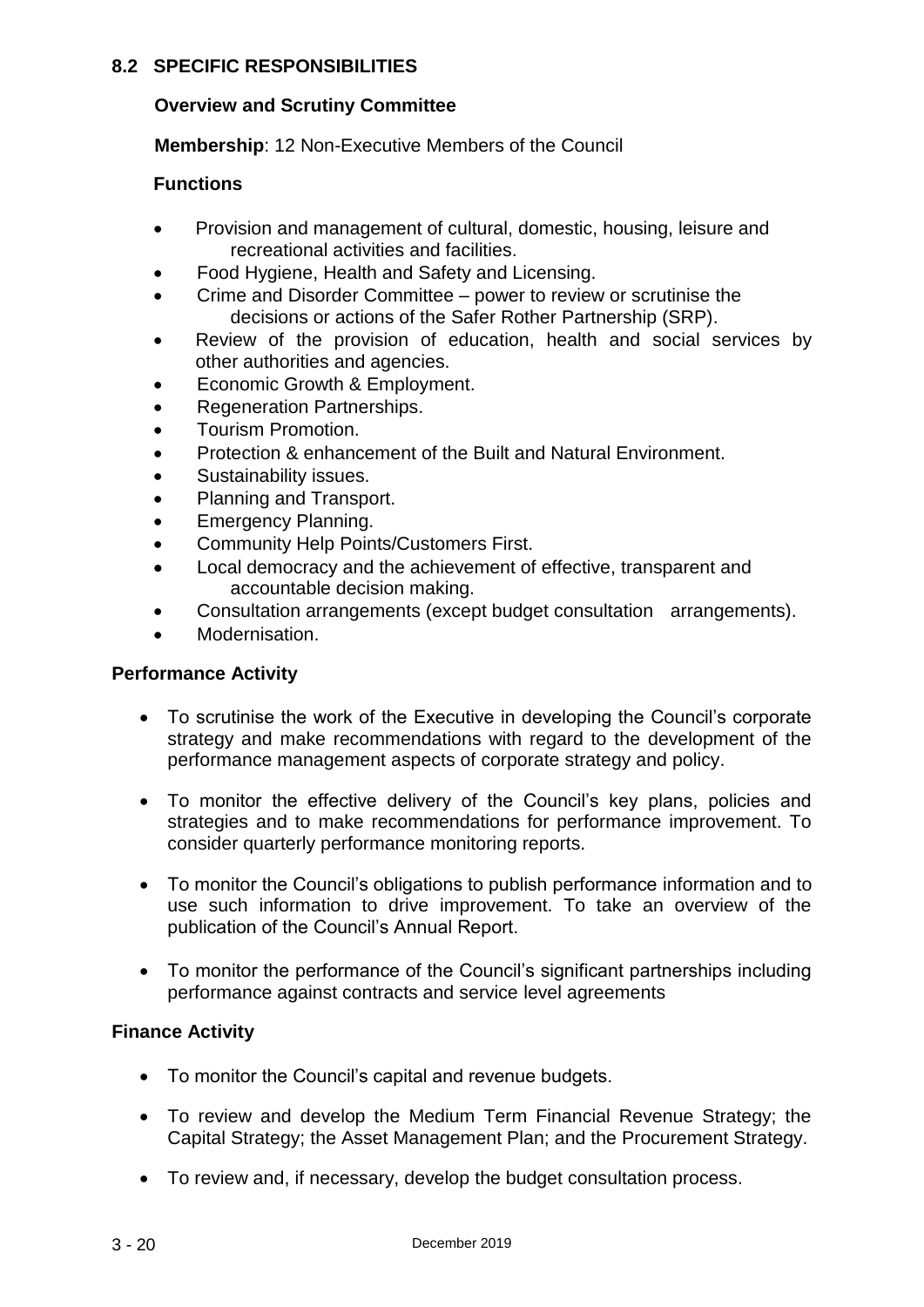## 8.2 SPECIFIC RESPONSIBILITIES

### Overview and Scrutiny Committee

**Membership**: 12 Non-Executive Members of the Council

**Functions**

- Provision and management of cultural, domestic, housing, leisure and recreational activities and facilities.
- Food Hygiene, Health and Safety and Licensing.
- Crime and Disorder Committee – power to review or scrutinise the decisions or actions of the Safer Rother Partnership (SRP).
- Review of the provision of education, health and social services by other authorities and agencies.
- Economic Growth & Employment.
- Regeneration Partnerships.
- Tourism Promotion.
- Protection & enhancement of the Built and Natural Environment.
- Sustainability issues.
- Planning and Transport.
- Emergency Planning.
- Community Help Points/Customers First.
- Local democracy and the achievement of effective, transparent and accountable decision making.
- Consultation arrangements (except budget consultation arrangements).
- Modernisation.

### Performance Activity

- To scrutinise the work of the Executive in developing the Council's corporate strategy and make recommendations with regard to the development of the performance management aspects of corporate strategy and policy.
- To monitor the effective delivery of the Council's key plans, policies and strategies and to make recommendations for performance improvement. To consider quarterly performance monitoring reports.
- To monitor the Council's obligations to publish performance information and to use such information to drive improvement. To take an overview of the publication of the Council's Annual Report.
- To monitor the performance of the Council's significant partnerships including performance against contracts and service level agreements

### Finance Activity

- To monitor the Council's capital and revenue budgets.
- To review and develop the Medium Term Financial Revenue Strategy; the Capital Strategy; the Asset Management Plan; and the Procurement Strategy.
- To review and, if necessary, develop the budget consultation process.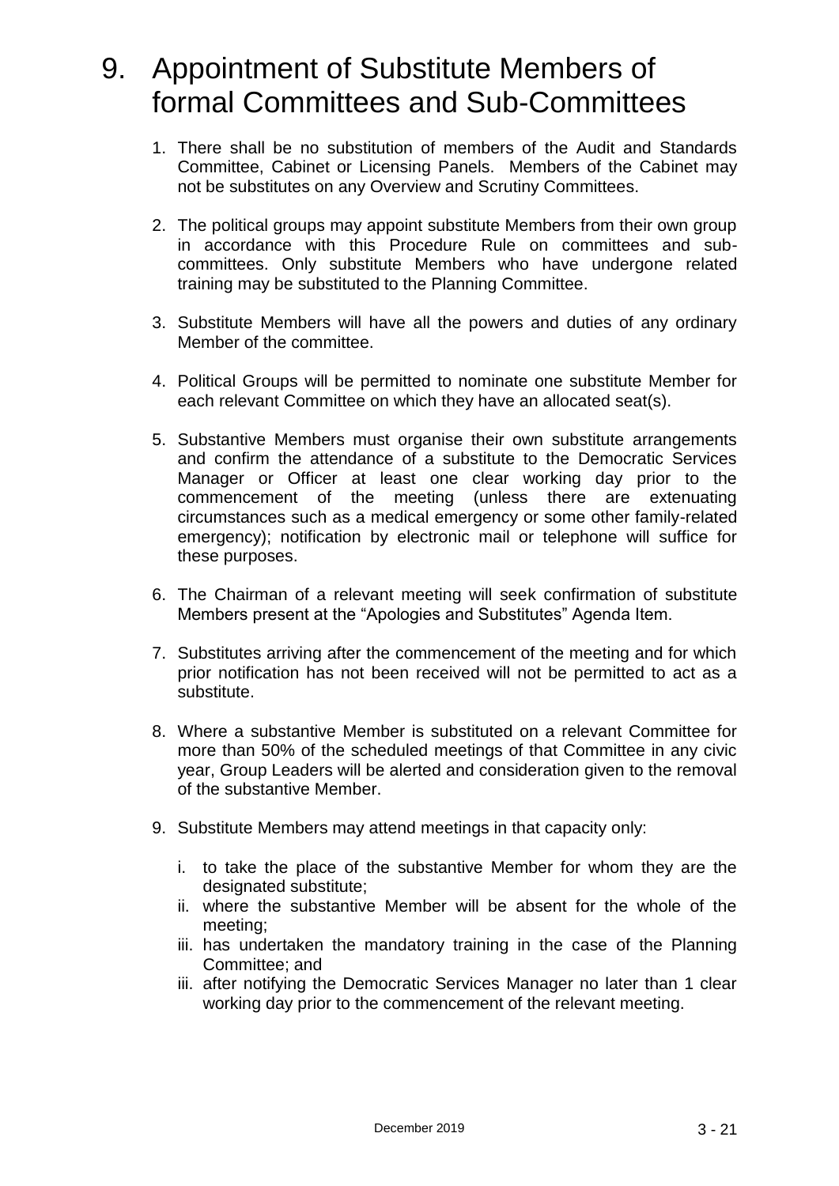# 9. Appointment of Substitute Members of formal Committees and Sub-Committees

1. There shall be no substitution of members of the Audit and Standards Committee, Cabinet or Licensing Panels. Members of the Cabinet may not be substitutes on any Overview and Scrutiny Committees.

2. The political groups may appoint substitute Members from their own group in accordance with this Procedure Rule on committees and sub-committees. Only substitute Members who have undergone related training may be substituted to the Planning Committee.

3. Substitute Members will have all the powers and duties of any ordinary Member of the committee.

4. Political Groups will be permitted to nominate one substitute Member for each relevant Committee on which they have an allocated seat(s).

5. Substantive Members must organise their own substitute arrangements and confirm the attendance of a substitute to the Democratic Services Manager or Officer at least one clear working day prior to the commencement of the meeting (unless there are extenuating circumstances such as a medical emergency or some other family-related emergency); notification by electronic mail or telephone will suffice for these purposes.

6. The Chairman of a relevant meeting will seek confirmation of substitute Members present at the "Apologies and Substitutes" Agenda Item.

7. Substitutes arriving after the commencement of the meeting and for which prior notification has not been received will not be permitted to act as a substitute.

8. Where a substantive Member is substituted on a relevant Committee for more than 50% of the scheduled meetings of that Committee in any civic year, Group Leaders will be alerted and consideration given to the removal of the substantive Member.

9. Substitute Members may attend meetings in that capacity only:

   i. to take the place of the substantive Member for whom they are the designated substitute;
   ii. where the substantive Member will be absent for the whole of the meeting;
   iii. has undertaken the mandatory training in the case of the Planning Committee; and
   iii. after notifying the Democratic Services Manager no later than 1 clear working day prior to the commencement of the relevant meeting.

December 2019